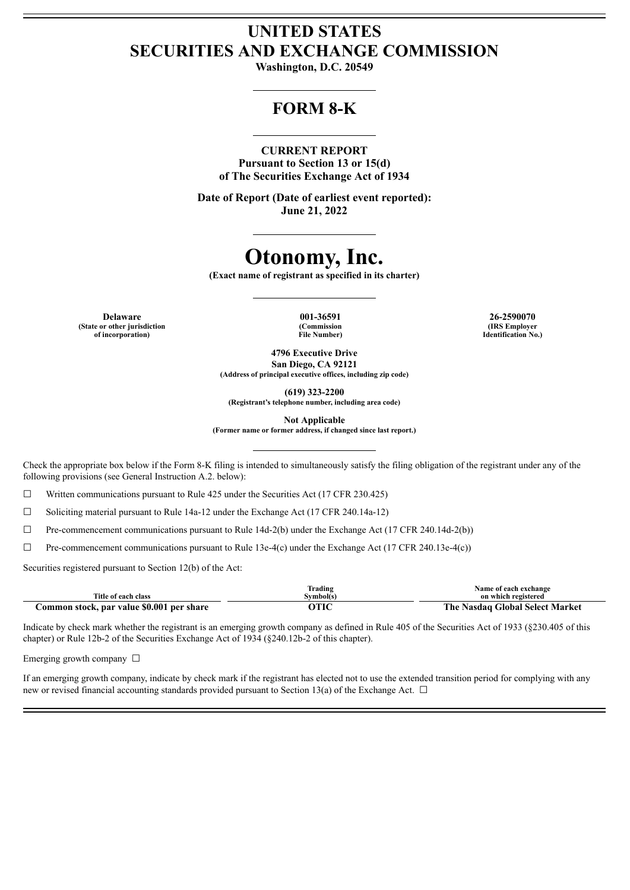# UNITED STATES
# SECURITIES AND EXCHANGE COMMISSION

**Washington, D.C. 20549**

## FORM 8-K

**CURRENT REPORT**
**Pursuant to Section 13 or 15(d)**
**of The Securities Exchange Act of 1934**

**Date of Report (Date of earliest event reported):**
**June 21, 2022**

# Otonomy, Inc.

**(Exact name of registrant as specified in its charter)**

| | | |
|---|---|---|
| **Delaware** | **001-36591** | **26-2590070** |
| **(State or other jurisdiction of incorporation)** | **(Commission File Number)** | **(IRS Employer Identification No.)** |

**4796 Executive Drive**
**San Diego, CA 92121**
**(Address of principal executive offices, including zip code)**

**(619) 323-2200**
**(Registrant's telephone number, including area code)**

**Not Applicable**
**(Former name or former address, if changed since last report.)**

Check the appropriate box below if the Form 8-K filing is intended to simultaneously satisfy the filing obligation of the registrant under any of the following provisions (see General Instruction A.2. below):

☐ Written communications pursuant to Rule 425 under the Securities Act (17 CFR 230.425)

☐ Soliciting material pursuant to Rule 14a-12 under the Exchange Act (17 CFR 240.14a-12)

☐ Pre-commencement communications pursuant to Rule 14d-2(b) under the Exchange Act (17 CFR 240.14d-2(b))

☐ Pre-commencement communications pursuant to Rule 13e-4(c) under the Exchange Act (17 CFR 240.13e-4(c))

Securities registered pursuant to Section 12(b) of the Act:

| Title of each class | Trading Symbol(s) | Name of each exchange on which registered |
|---|---|---|
| **Common stock, par value $0.001 per share** | **OTIC** | **The Nasdaq Global Select Market** |

Indicate by check mark whether the registrant is an emerging growth company as defined in Rule 405 of the Securities Act of 1933 (§230.405 of this chapter) or Rule 12b-2 of the Securities Exchange Act of 1934 (§240.12b-2 of this chapter).

Emerging growth company ☐

If an emerging growth company, indicate by check mark if the registrant has elected not to use the extended transition period for complying with any new or revised financial accounting standards provided pursuant to Section 13(a) of the Exchange Act. ☐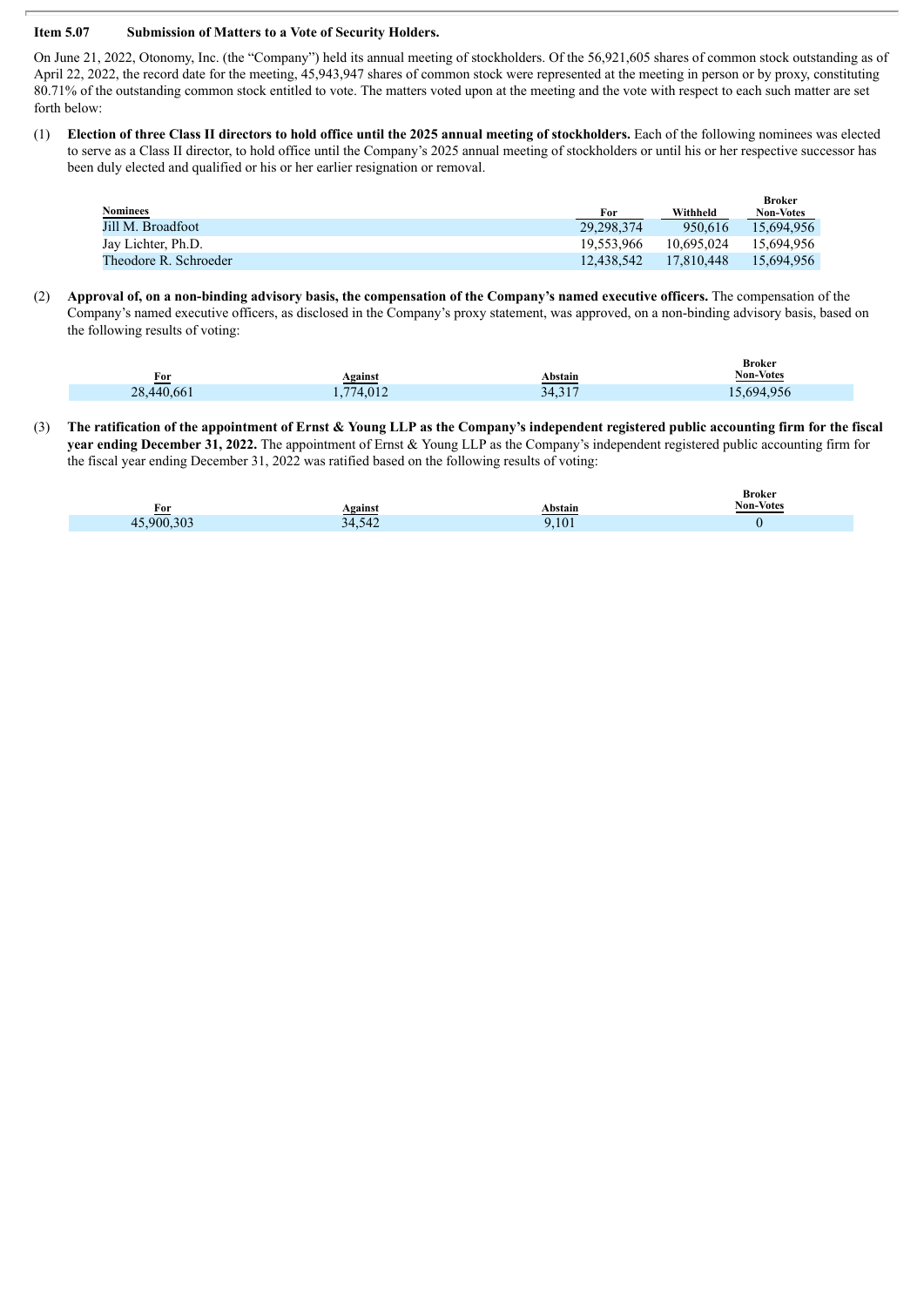**Item 5.07 Submission of Matters to a Vote of Security Holders.**

On June 21, 2022, Otonomy, Inc. (the "Company") held its annual meeting of stockholders. Of the 56,921,605 shares of common stock outstanding as of April 22, 2022, the record date for the meeting, 45,943,947 shares of common stock were represented at the meeting in person or by proxy, constituting 80.71% of the outstanding common stock entitled to vote. The matters voted upon at the meeting and the vote with respect to each such matter are set forth below:

(1) **Election of three Class II directors to hold office until the 2025 annual meeting of stockholders.** Each of the following nominees was elected to serve as a Class II director, to hold office until the Company's 2025 annual meeting of stockholders or until his or her respective successor has been duly elected and qualified or his or her earlier resignation or removal.

| Nominees | For | Withheld | Broker Non-Votes |
|---|---|---|---|
| Jill M. Broadfoot | 29,298,374 | 950,616 | 15,694,956 |
| Jay Lichter, Ph.D. | 19,553,966 | 10,695,024 | 15,694,956 |
| Theodore R. Schroeder | 12,438,542 | 17,810,448 | 15,694,956 |

(2) **Approval of, on a non-binding advisory basis, the compensation of the Company's named executive officers.** The compensation of the Company's named executive officers, as disclosed in the Company's proxy statement, was approved, on a non-binding advisory basis, based on the following results of voting:

| For | Against | Abstain | Broker Non-Votes |
|---|---|---|---|
| 28,440,661 | 1,774,012 | 34,317 | 15,694,956 |

(3) **The ratification of the appointment of Ernst & Young LLP as the Company's independent registered public accounting firm for the fiscal year ending December 31, 2022.** The appointment of Ernst & Young LLP as the Company's independent registered public accounting firm for the fiscal year ending December 31, 2022 was ratified based on the following results of voting:

| For | Against | Abstain | Broker Non-Votes |
|---|---|---|---|
| 45,900,303 | 34,542 | 9,101 | 0 |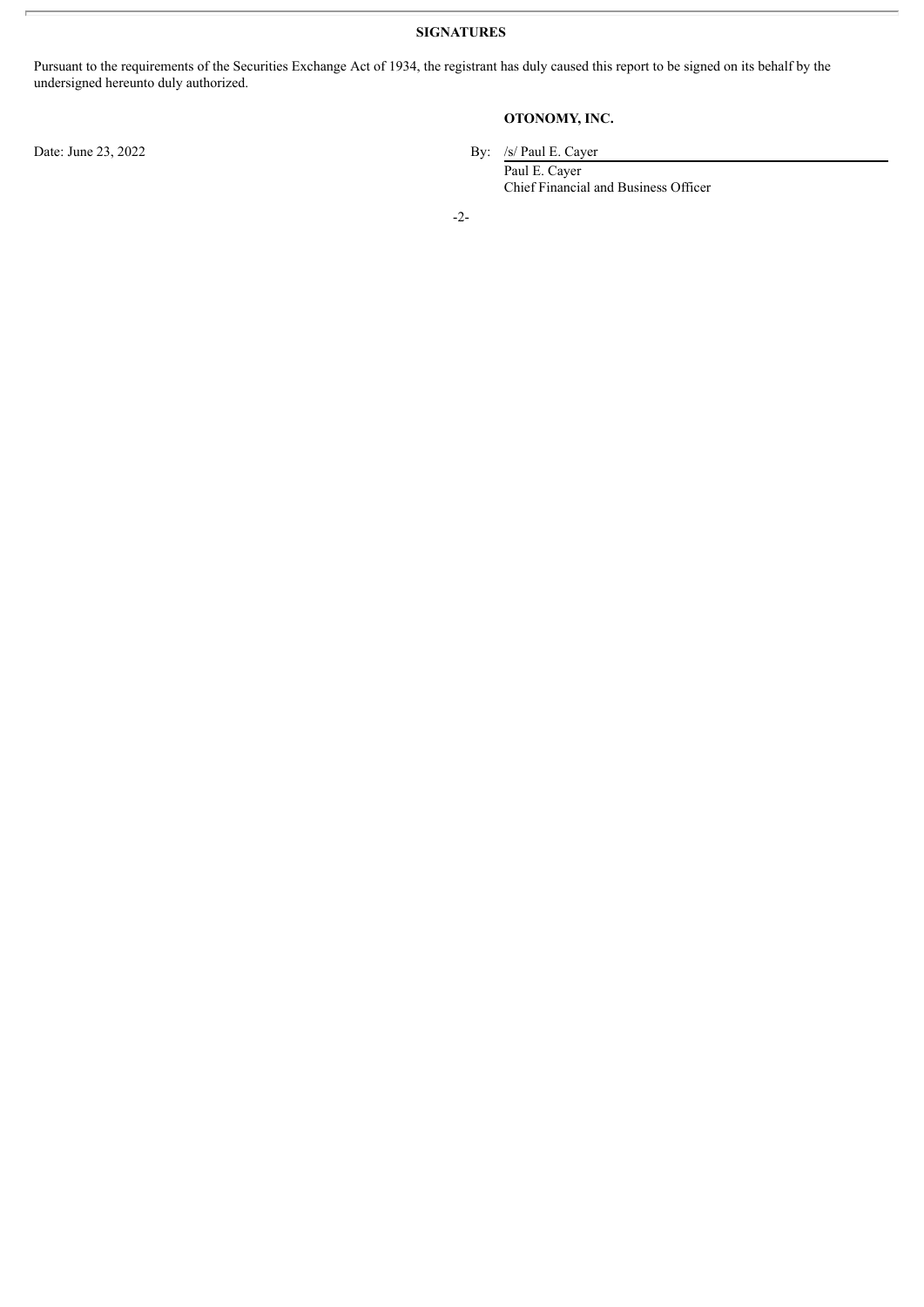**SIGNATURES**

Pursuant to the requirements of the Securities Exchange Act of 1934, the registrant has duly caused this report to be signed on its behalf by the undersigned hereunto duly authorized.

**OTONOMY, INC.**

Date: June 23, 2022

By: /s/ Paul E. Cayer

Paul E. Cayer

Chief Financial and Business Officer